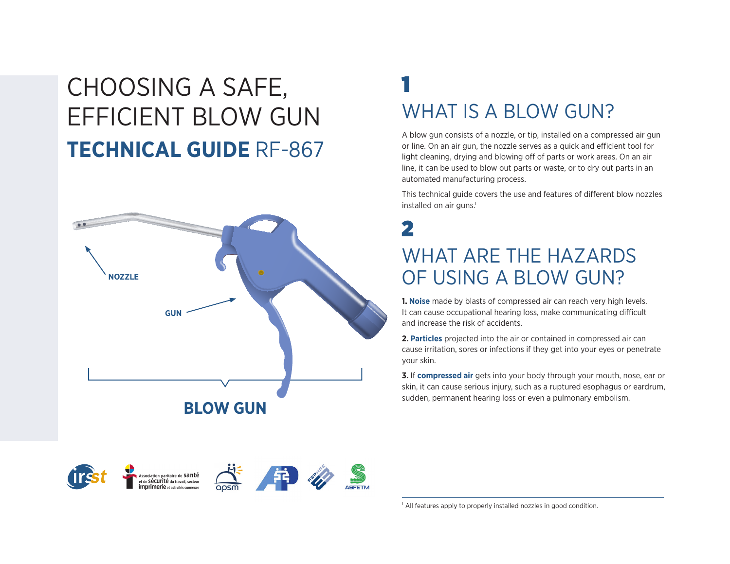# CHOOSING A SAFE, EFFICIENT BLOW GUN

## TECHNICAL GUIDE RF-867

NOZZLE

GUN

BLOW GUN

## 1 WHAT IS A BLOW GUN?

A blow gun consists of a nozzle, or tip, installed on a compressed air gun or line. On an air gun, the nozzle serves as a quick and efficient tool for light cleaning, drying and blowing off of parts or work areas. On an air line, it can be used to blow out parts or waste, or to dry out parts in an automated manufacturing process.

This technical guide covers the use and features of different blow nozzles installed on air guns.[1]

## 2 WHAT ARE THE HAZARDS OF USING A BLOW GUN?

**1. Noise** made by blasts of compressed air can reach very high levels. It can cause occupational hearing loss, make communicating difficult and increase the risk of accidents.

**2. Particles** projected into the air or contained in compressed air can cause irritation, sores or infections if they get into your eyes or penetrate your skin.

**3.** If **compressed air** gets into your body through your mouth, nose, ear or skin, it can cause serious injury, such as a ruptured esophagus or eardrum, sudden, permanent hearing loss or even a pulmonary embolism.

[1] All features apply to properly installed nozzles in good condition.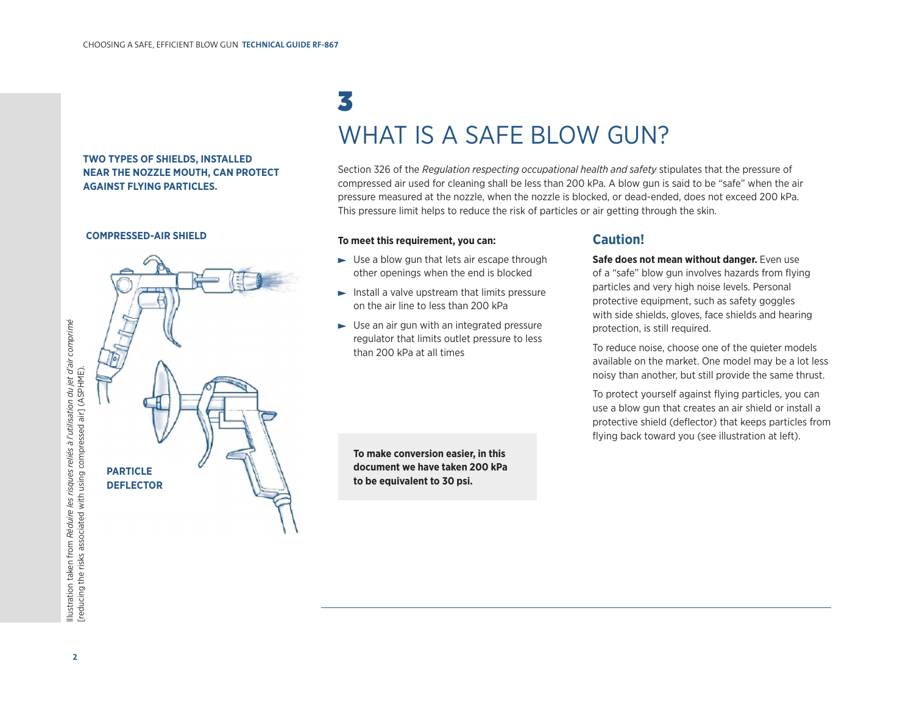TWO TYPES OF SHIELDS, INSTALLED NEAR THE NOZZLE MOUTH, CAN PROTECT AGAINST FLYING PARTICLES.

COMPRESSED-AIR SHIELD

PARTICLE DEFLECTOR

Illustration taken from *Réduire les risques reliés à l'utilisation du jet d'air comprimé* [reducing the risks associated with using compressed air] (ASPHME).

# 3
# WHAT IS A SAFE BLOW GUN?

Section 326 of the *Regulation respecting occupational health and safety* stipulates that the pressure of compressed air used for cleaning shall be less than 200 kPa. A blow gun is said to be "safe" when the air pressure measured at the nozzle, when the nozzle is blocked, or dead-ended, does not exceed 200 kPa. This pressure limit helps to reduce the risk of particles or air getting through the skin.

**To meet this requirement, you can:**

- Use a blow gun that lets air escape through other openings when the end is blocked
- Install a valve upstream that limits pressure on the air line to less than 200 kPa
- Use an air gun with an integrated pressure regulator that limits outlet pressure to less than 200 kPa at all times

**To make conversion easier, in this document we have taken 200 kPa to be equivalent to 30 psi.**

## Caution!

**Safe does not mean without danger.** Even use of a "safe" blow gun involves hazards from flying particles and very high noise levels. Personal protective equipment, such as safety goggles with side shields, gloves, face shields and hearing protection, is still required.

To reduce noise, choose one of the quieter models available on the market. One model may be a lot less noisy than another, but still provide the same thrust.

To protect yourself against flying particles, you can use a blow gun that creates an air shield or install a protective shield (deflector) that keeps particles from flying back toward you (see illustration at left).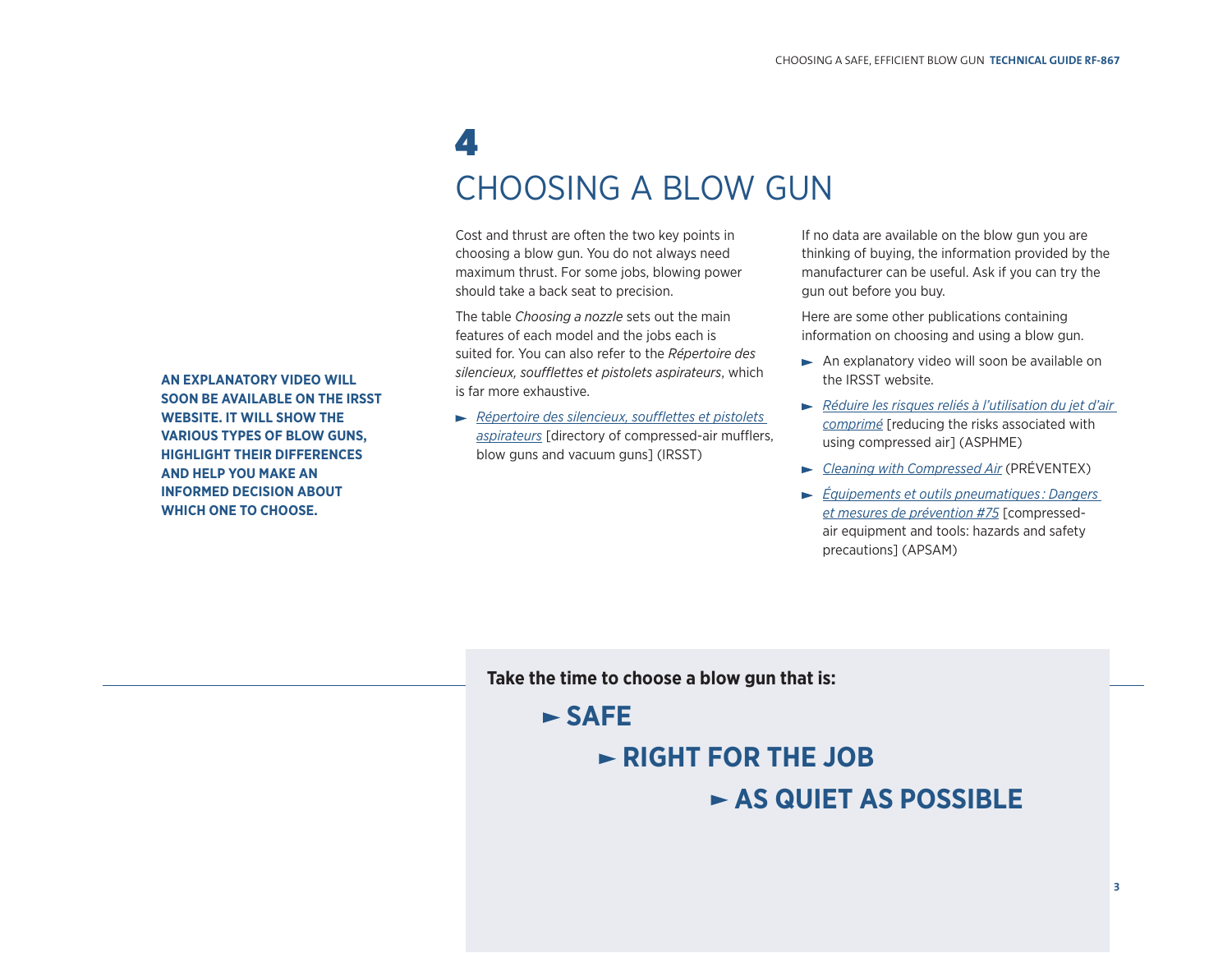# 4

# CHOOSING A BLOW GUN

**AN EXPLANATORY VIDEO WILL SOON BE AVAILABLE ON THE IRSST WEBSITE. IT WILL SHOW THE VARIOUS TYPES OF BLOW GUNS, HIGHLIGHT THEIR DIFFERENCES AND HELP YOU MAKE AN INFORMED DECISION ABOUT WHICH ONE TO CHOOSE.**

Cost and thrust are often the two key points in choosing a blow gun. You do not always need maximum thrust. For some jobs, blowing power should take a back seat to precision.

The table *Choosing a nozzle* sets out the main features of each model and the jobs each is suited for. You can also refer to the *Répertoire des silencieux, soufflettes et pistolets aspirateurs*, which is far more exhaustive.

- *Répertoire des silencieux, soufflettes et pistolets aspirateurs* [directory of compressed-air mufflers, blow guns and vacuum guns] (IRSST)

If no data are available on the blow gun you are thinking of buying, the information provided by the manufacturer can be useful. Ask if you can try the gun out before you buy.

Here are some other publications containing information on choosing and using a blow gun.

- An explanatory video will soon be available on the IRSST website.
- *Réduire les risques reliés à l'utilisation du jet d'air comprimé* [reducing the risks associated with using compressed air] (ASPHME)
- *Cleaning with Compressed Air* (PRÉVENTEX)
- *Équipements et outils pneumatiques : Dangers et mesures de prévention #75* [compressed-air equipment and tools: hazards and safety precautions] (APSAM)

**Take the time to choose a blow gun that is:**

- **SAFE**
- **RIGHT FOR THE JOB**
- **AS QUIET AS POSSIBLE**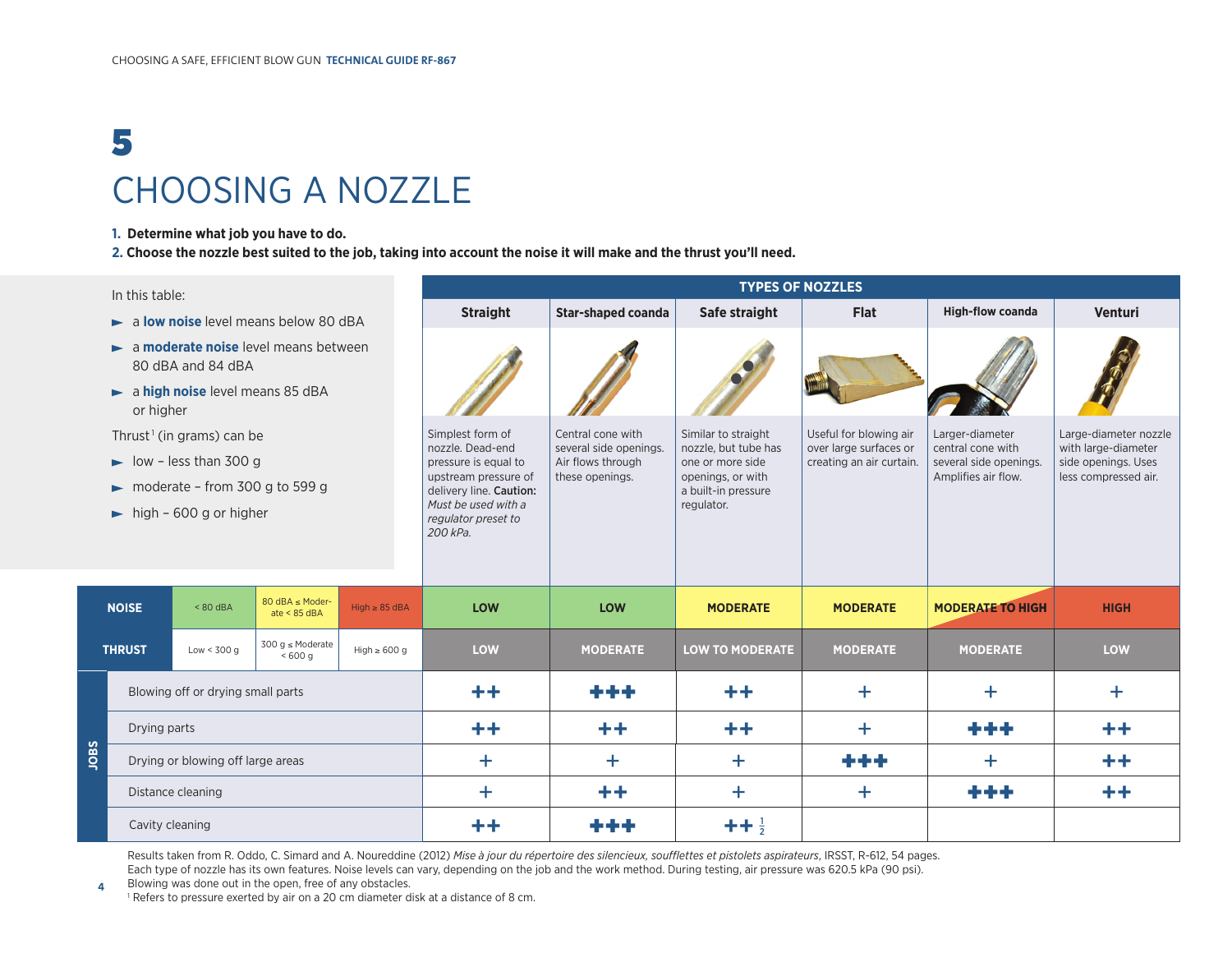# 5

# CHOOSING A NOZZLE

1. **Determine what job you have to do.**
2. **Choose the nozzle best suited to the job, taking into account the noise it will make and the thrust you'll need.**

In this table:

- a **low noise** level means below 80 dBA
- a **moderate noise** level means between 80 dBA and 84 dBA
- a **high noise** level means 85 dBA or higher

Thrust[1] (in grams) can be

- low – less than 300 g
- moderate – from 300 g to 599 g
- high – 600 g or higher

**TYPES OF NOZZLES**

| | Straight | Star-shaped coanda | Safe straight | Flat | High-flow coanda | Venturi |
|---|---|---|---|---|---|---|
| Description | Simplest form of nozzle. Dead-end pressure is equal to upstream pressure of delivery line. **Caution:** *Must be used with a regulator preset to 200 kPa.* | Central cone with several side openings. Air flows through these openings. | Similar to straight nozzle, but tube has one or more side openings, or with a built-in pressure regulator. | Useful for blowing air over large surfaces or creating an air curtain. | Larger-diameter central cone with several side openings. Amplifies air flow. | Large-diameter nozzle with large-diameter side openings. Uses less compressed air. |
| **NOISE** (< 80 dBA / 80 dBA ≤ Moderate < 85 dBA / High ≥ 85 dBA) | LOW | LOW | MODERATE | MODERATE | MODERATE TO HIGH | HIGH |
| **THRUST** (Low < 300 g / 300 g ≤ Moderate < 600 g / High ≥ 600 g) | LOW | MODERATE | LOW TO MODERATE | MODERATE | MODERATE | LOW |
| **JOBS** | | | | | | |
| Blowing off or drying small parts | ++ | +++ | ++ | + | + | + |
| Drying parts | ++ | ++ | ++ | + | +++ | ++ |
| Drying or blowing off large areas | + | + | + | +++ | + | ++ |
| Distance cleaning | + | ++ | + | + | +++ | ++ |
| Cavity cleaning | ++ | +++ | ++ ½ | | | |

Results taken from R. Oddo, C. Simard and A. Noureddine (2012) *Mise à jour du répertoire des silencieux, soufflettes et pistolets aspirateurs*, IRSST, R-612, 54 pages.
Each type of nozzle has its own features. Noise levels can vary, depending on the job and the work method. During testing, air pressure was 620.5 kPa (90 psi).
Blowing was done out in the open, free of any obstacles.

[1] Refers to pressure exerted by air on a 20 cm diameter disk at a distance of 8 cm.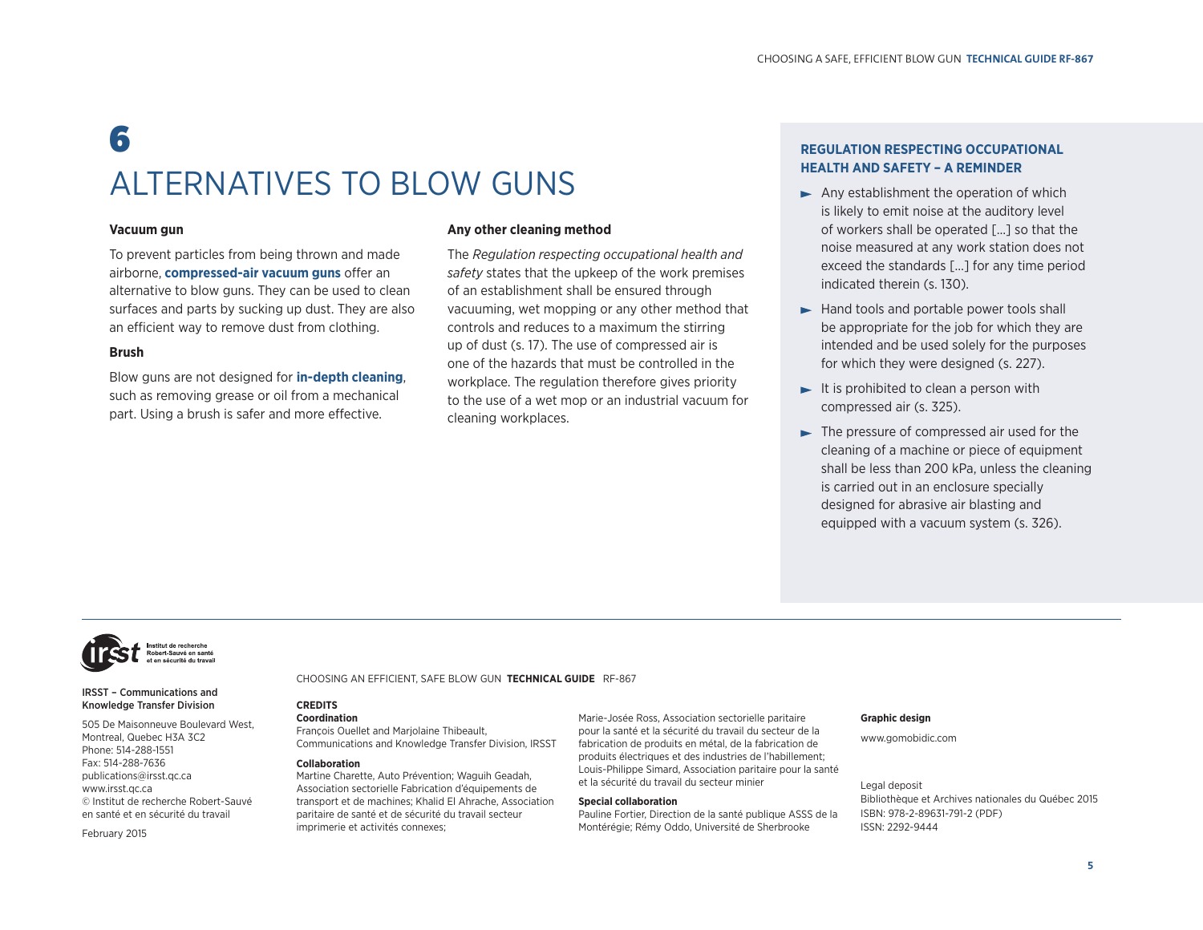# 6

# ALTERNATIVES TO BLOW GUNS

### Vacuum gun

To prevent particles from being thrown and made airborne, **compressed-air vacuum guns** offer an alternative to blow guns. They can be used to clean surfaces and parts by sucking up dust. They are also an efficient way to remove dust from clothing.

### Brush

Blow guns are not designed for **in-depth cleaning**, such as removing grease or oil from a mechanical part. Using a brush is safer and more effective.

### Any other cleaning method

The *Regulation respecting occupational health and safety* states that the upkeep of the work premises of an establishment shall be ensured through vacuuming, wet mopping or any other method that controls and reduces to a maximum the stirring up of dust (s. 17). The use of compressed air is one of the hazards that must be controlled in the workplace. The regulation therefore gives priority to the use of a wet mop or an industrial vacuum for cleaning workplaces.

### REGULATION RESPECTING OCCUPATIONAL HEALTH AND SAFETY – A REMINDER

- Any establishment the operation of which is likely to emit noise at the auditory level of workers shall be operated [...] so that the noise measured at any work station does not exceed the standards [...] for any time period indicated therein (s. 130).
- Hand tools and portable power tools shall be appropriate for the job for which they are intended and be used solely for the purposes for which they were designed (s. 227).
- It is prohibited to clean a person with compressed air (s. 325).
- The pressure of compressed air used for the cleaning of a machine or piece of equipment shall be less than 200 kPa, unless the cleaning is carried out in an enclosure specially designed for abrasive air blasting and equipped with a vacuum system (s. 326).

---

Institut de recherche Robert-Sauvé en santé et en sécurité du travail

**IRSST – Communications and Knowledge Transfer Division**

505 De Maisonneuve Boulevard West,
Montreal, Quebec H3A 3C2
Phone: 514-288-1551
Fax: 514-288-7636
publications@irsst.qc.ca
www.irsst.qc.ca
© Institut de recherche Robert-Sauvé en santé et en sécurité du travail

February 2015

CHOOSING AN EFFICIENT, SAFE BLOW GUN **TECHNICAL GUIDE** RF-867

**CREDITS**

**Coordination**
François Ouellet and Marjolaine Thibeault, Communications and Knowledge Transfer Division, IRSST

**Collaboration**
Martine Charette, Auto Prévention; Waguih Geadah, Association sectorielle Fabrication d'équipements de transport et de machines; Khalid El Ahrache, Association paritaire de santé et de sécurité du travail secteur imprimerie et activités connexes; Marie-Josée Ross, Association sectorielle paritaire pour la santé et la sécurité du travail du secteur de la fabrication de produits en métal, de la fabrication de produits électriques et des industries de l'habillement; Louis-Philippe Simard, Association paritaire pour la santé et la sécurité du travail du secteur minier

**Special collaboration**
Pauline Fortier, Direction de la santé publique ASSS de la Montérégie; Rémy Oddo, Université de Sherbrooke

**Graphic design**

www.gomobidic.com

Legal deposit
Bibliothèque et Archives nationales du Québec 2015
ISBN: 978-2-89631-791-2 (PDF)
ISSN: 2292-9444